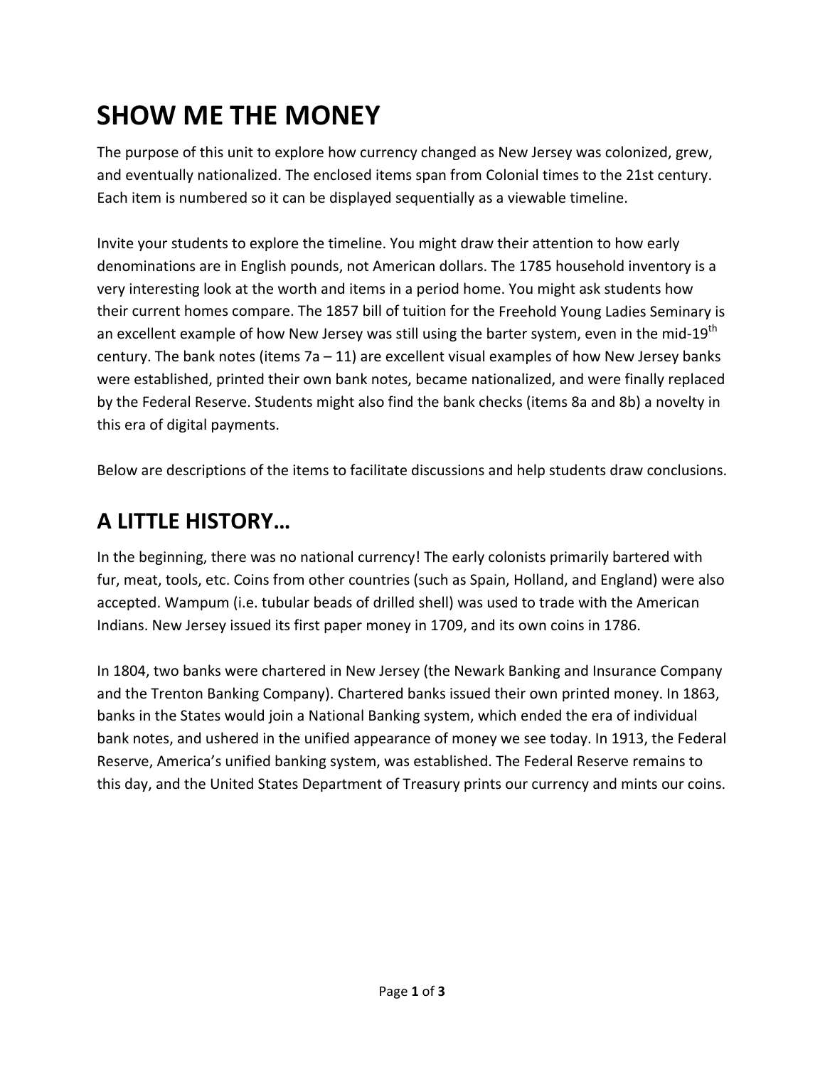# SHOW ME THE MONEY

The purpose of this unit to explore how currency changed as New Jersey was colonized, grew, and eventually nationalized. The enclosed items span from Colonial times to the 21st century. Each item is numbered so it can be displayed sequentially as a viewable timeline.

Invite your students to explore the timeline. You might draw their attention to how early denominations are in English pounds, not American dollars. The 1785 household inventory is a very interesting look at the worth and items in a period home. You might ask students how their current homes compare. The 1857 bill of tuition for the Freehold Young Ladies Seminary is an excellent example of how New Jersey was still using the barter system, even in the mid-19th century. The bank notes (items 7a – 11) are excellent visual examples of how New Jersey banks were established, printed their own bank notes, became nationalized, and were finally replaced by the Federal Reserve. Students might also find the bank checks (items 8a and 8b) a novelty in this era of digital payments.

Below are descriptions of the items to facilitate discussions and help students draw conclusions.

## A LITTLE HISTORY…

In the beginning, there was no national currency! The early colonists primarily bartered with fur, meat, tools, etc. Coins from other countries (such as Spain, Holland, and England) were also accepted. Wampum (i.e. tubular beads of drilled shell) was used to trade with the American Indians. New Jersey issued its first paper money in 1709, and its own coins in 1786.

In 1804, two banks were chartered in New Jersey (the Newark Banking and Insurance Company and the Trenton Banking Company). Chartered banks issued their own printed money. In 1863, banks in the States would join a National Banking system, which ended the era of individual bank notes, and ushered in the unified appearance of money we see today. In 1913, the Federal Reserve, America's unified banking system, was established. The Federal Reserve remains to this day, and the United States Department of Treasury prints our currency and mints our coins.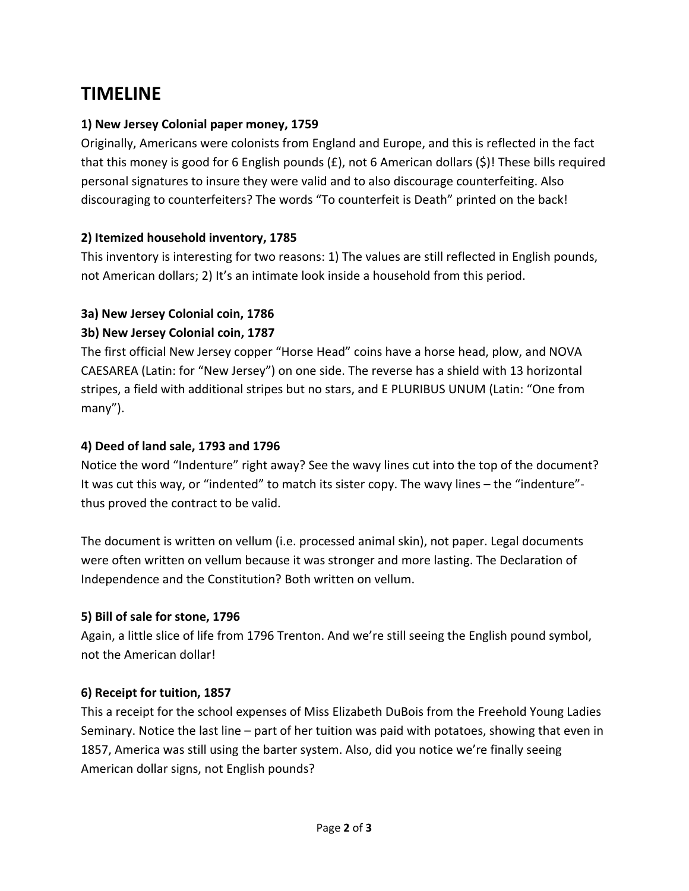# TIMELINE

**1) New Jersey Colonial paper money, 1759**

Originally, Americans were colonists from England and Europe, and this is reflected in the fact that this money is good for 6 English pounds (£), not 6 American dollars ($)! These bills required personal signatures to insure they were valid and to also discourage counterfeiting. Also discouraging to counterfeiters? The words "To counterfeit is Death" printed on the back!

**2) Itemized household inventory, 1785**

This inventory is interesting for two reasons: 1) The values are still reflected in English pounds, not American dollars; 2) It's an intimate look inside a household from this period.

**3a) New Jersey Colonial coin, 1786**

**3b) New Jersey Colonial coin, 1787**

The first official New Jersey copper "Horse Head" coins have a horse head, plow, and NOVA CAESAREA (Latin: for "New Jersey") on one side. The reverse has a shield with 13 horizontal stripes, a field with additional stripes but no stars, and E PLURIBUS UNUM (Latin: "One from many").

**4) Deed of land sale, 1793 and 1796**

Notice the word "Indenture" right away? See the wavy lines cut into the top of the document? It was cut this way, or "indented" to match its sister copy. The wavy lines – the "indenture"- thus proved the contract to be valid.

The document is written on vellum (i.e. processed animal skin), not paper. Legal documents were often written on vellum because it was stronger and more lasting. The Declaration of Independence and the Constitution? Both written on vellum.

**5) Bill of sale for stone, 1796**

Again, a little slice of life from 1796 Trenton. And we're still seeing the English pound symbol, not the American dollar!

**6) Receipt for tuition, 1857**

This a receipt for the school expenses of Miss Elizabeth DuBois from the Freehold Young Ladies Seminary. Notice the last line – part of her tuition was paid with potatoes, showing that even in 1857, America was still using the barter system. Also, did you notice we're finally seeing American dollar signs, not English pounds?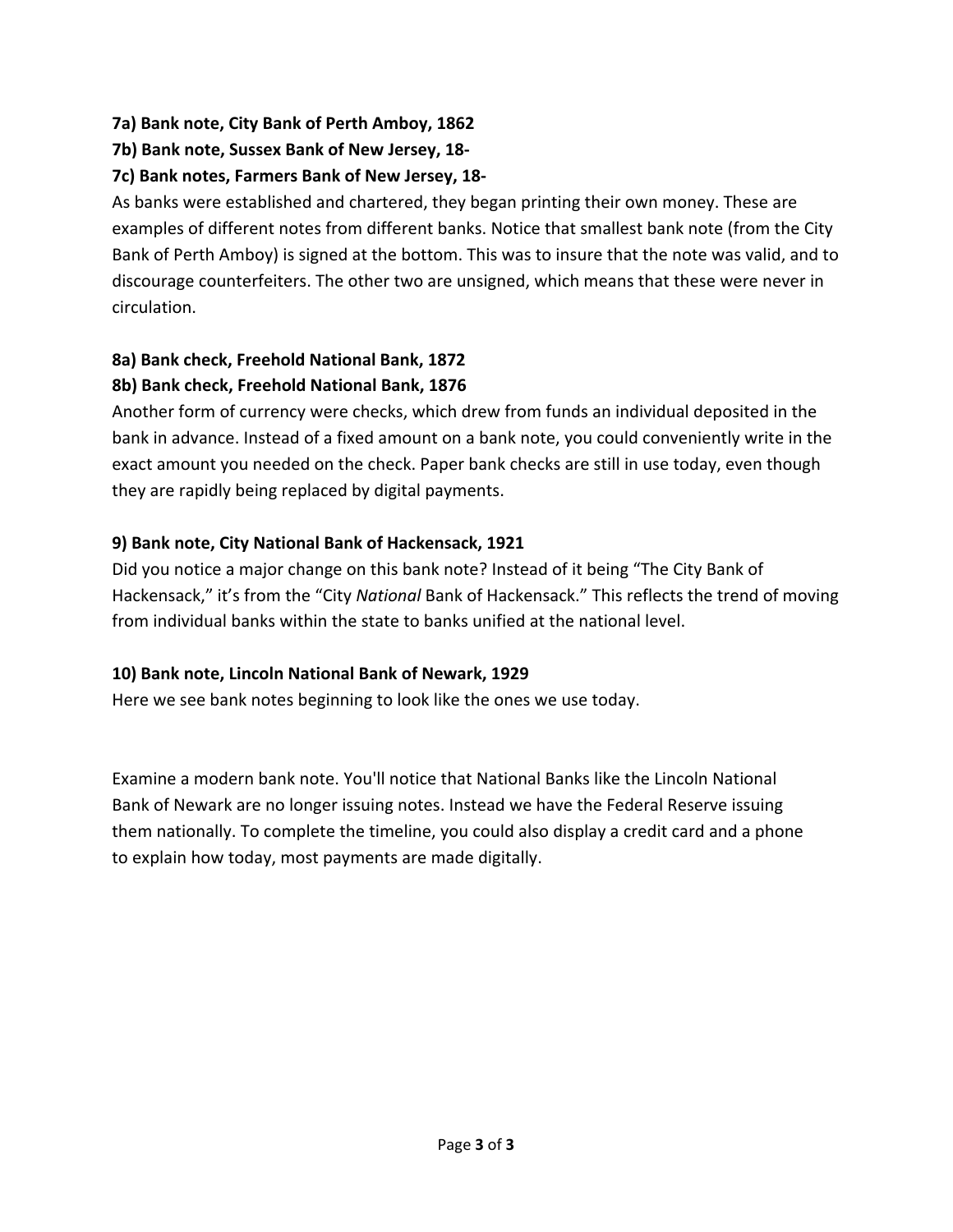**7a) Bank note, City Bank of Perth Amboy, 1862**

**7b) Bank note, Sussex Bank of New Jersey, 18-**

**7c) Bank notes, Farmers Bank of New Jersey, 18-**

As banks were established and chartered, they began printing their own money. These are examples of different notes from different banks. Notice that smallest bank note (from the City Bank of Perth Amboy) is signed at the bottom. This was to insure that the note was valid, and to discourage counterfeiters. The other two are unsigned, which means that these were never in circulation.

**8a) Bank check, Freehold National Bank, 1872**

**8b) Bank check, Freehold National Bank, 1876**

Another form of currency were checks, which drew from funds an individual deposited in the bank in advance. Instead of a fixed amount on a bank note, you could conveniently write in the exact amount you needed on the check. Paper bank checks are still in use today, even though they are rapidly being replaced by digital payments.

**9) Bank note, City National Bank of Hackensack, 1921**

Did you notice a major change on this bank note? Instead of it being "The City Bank of Hackensack," it's from the "City *National* Bank of Hackensack." This reflects the trend of moving from individual banks within the state to banks unified at the national level.

**10) Bank note, Lincoln National Bank of Newark, 1929**

Here we see bank notes beginning to look like the ones we use today.

Examine a modern bank note. You'll notice that National Banks like the Lincoln National Bank of Newark are no longer issuing notes. Instead we have the Federal Reserve issuing them nationally. To complete the timeline, you could also display a credit card and a phone to explain how today, most payments are made digitally.